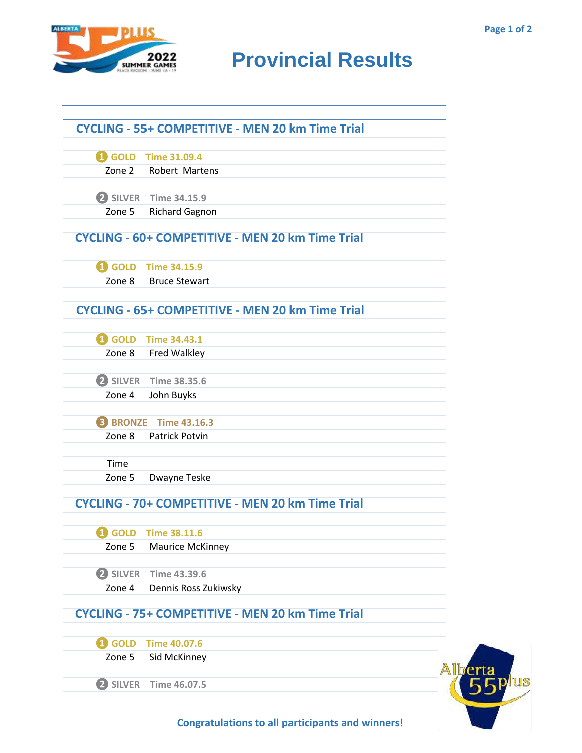# Provincial Results

## CYCLING - 55+ COMPETITIVE - MEN 20 km Time Trial

**1 GOLD Time 31.09.4**
Zone 2 Robert Martens

**2 SILVER Time 34.15.9**
Zone 5 Richard Gagnon

## CYCLING - 60+ COMPETITIVE - MEN 20 km Time Trial

**1 GOLD Time 34.15.9**
Zone 8 Bruce Stewart

## CYCLING - 65+ COMPETITIVE - MEN 20 km Time Trial

**1 GOLD Time 34.43.1**
Zone 8 Fred Walkley

**2 SILVER Time 38.35.6**
Zone 4 John Buyks

**3 BRONZE Time 43.16.3**
Zone 8 Patrick Potvin

Time
Zone 5 Dwayne Teske

## CYCLING - 70+ COMPETITIVE - MEN 20 km Time Trial

**1 GOLD Time 38.11.6**
Zone 5 Maurice McKinney

**2 SILVER Time 43.39.6**
Zone 4 Dennis Ross Zukiwsky

## CYCLING - 75+ COMPETITIVE - MEN 20 km Time Trial

**1 GOLD Time 40.07.6**
Zone 5 Sid McKinney

**2 SILVER Time 46.07.5**

**Congratulations to all participants and winners!**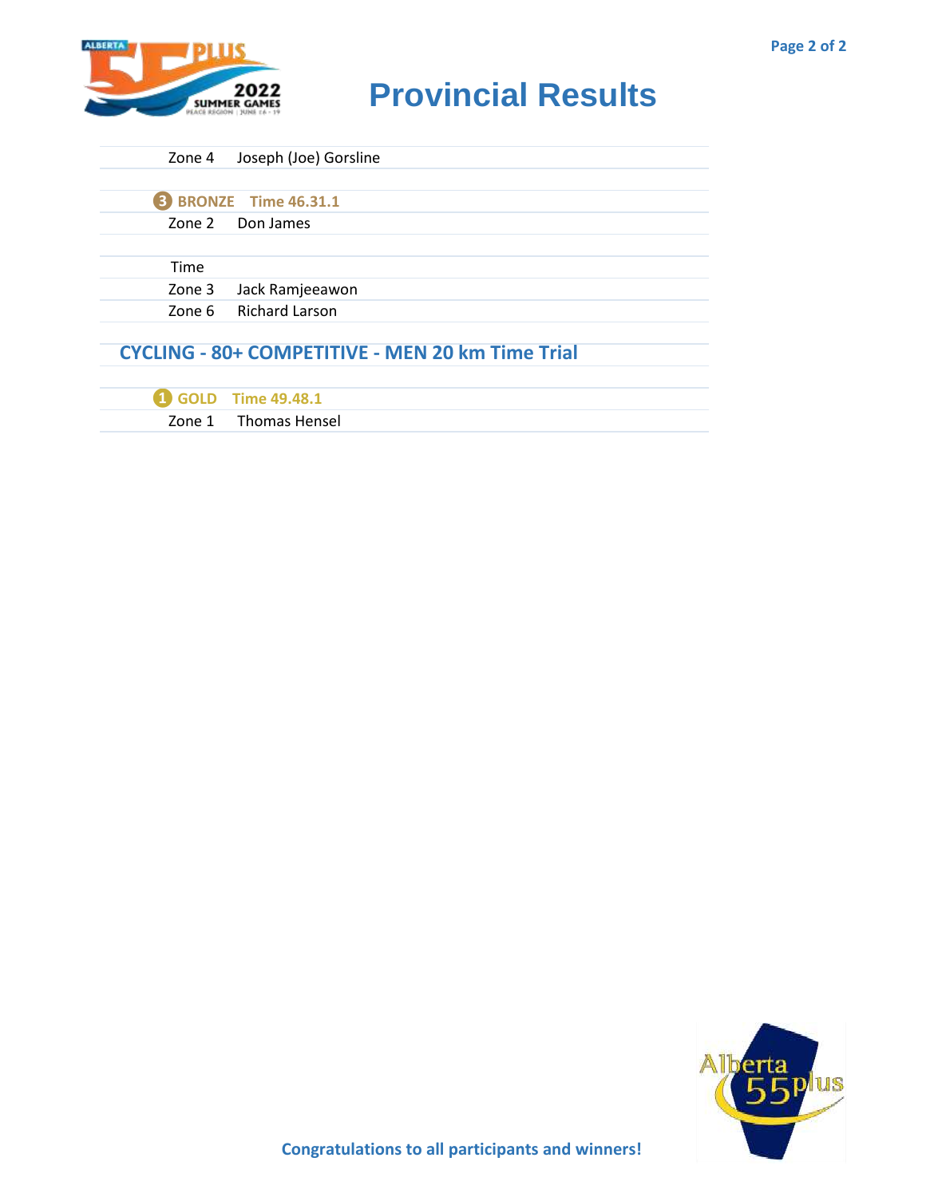# Provincial Results

Zone 4 Joseph (Joe) Gorsline

**BRONZE Time 46.31.1**

Zone 2 Don James

Time

Zone 3 Jack Ramjeeawon

Zone 6 Richard Larson

## CYCLING - 80+ COMPETITIVE - MEN 20 km Time Trial

**GOLD Time 49.48.1**

Zone 1 Thomas Hensel

**Congratulations to all participants and winners!**